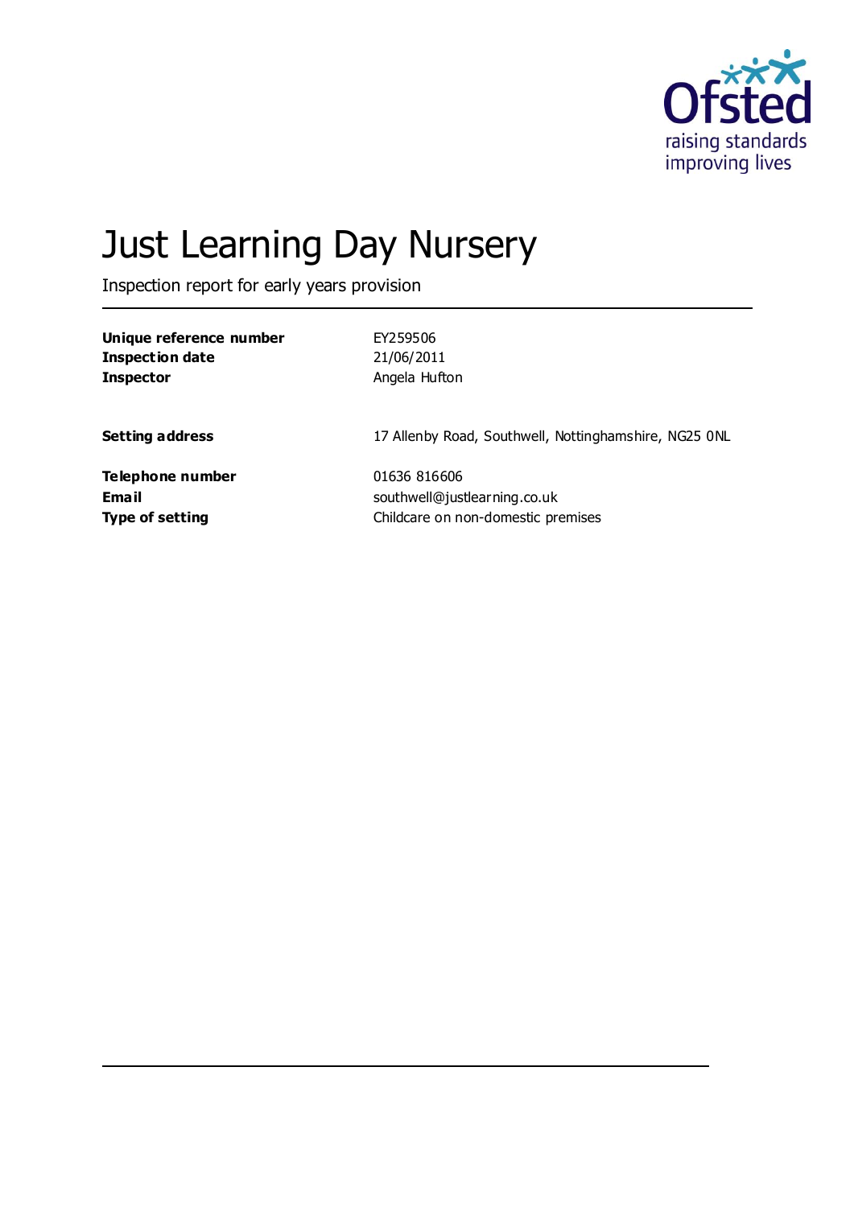# Just Learning Day Nursery

Inspection report for early years provision

| | |
|---|---|
| **Unique reference number** | EY259506 |
| **Inspection date** | 21/06/2011 |
| **Inspector** | Angela Hufton |
| **Setting address** | 17 Allenby Road, Southwell, Nottinghamshire, NG25 0NL |
| **Telephone number** | 01636 816606 |
| **Email** | southwell@justlearning.co.uk |
| **Type of setting** | Childcare on non-domestic premises |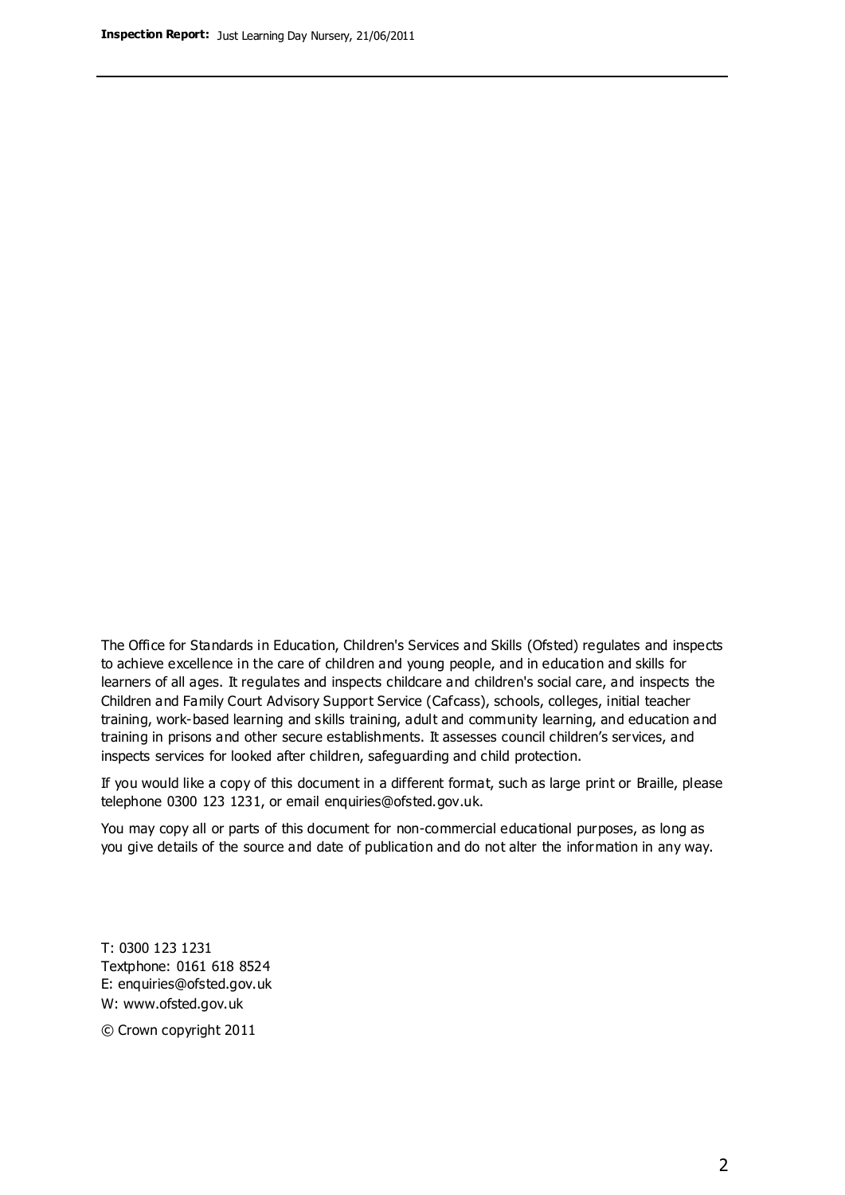The Office for Standards in Education, Children's Services and Skills (Ofsted) regulates and inspects to achieve excellence in the care of children and young people, and in education and skills for learners of all ages. It regulates and inspects childcare and children's social care, and inspects the Children and Family Court Advisory Support Service (Cafcass), schools, colleges, initial teacher training, work-based learning and skills training, adult and community learning, and education and training in prisons and other secure establishments. It assesses council children's services, and inspects services for looked after children, safeguarding and child protection.

If you would like a copy of this document in a different format, such as large print or Braille, please telephone 0300 123 1231, or email enquiries@ofsted.gov.uk.

You may copy all or parts of this document for non-commercial educational purposes, as long as you give details of the source and date of publication and do not alter the information in any way.

T: 0300 123 1231
Textphone: 0161 618 8524
E: enquiries@ofsted.gov.uk
W: www.ofsted.gov.uk

© Crown copyright 2011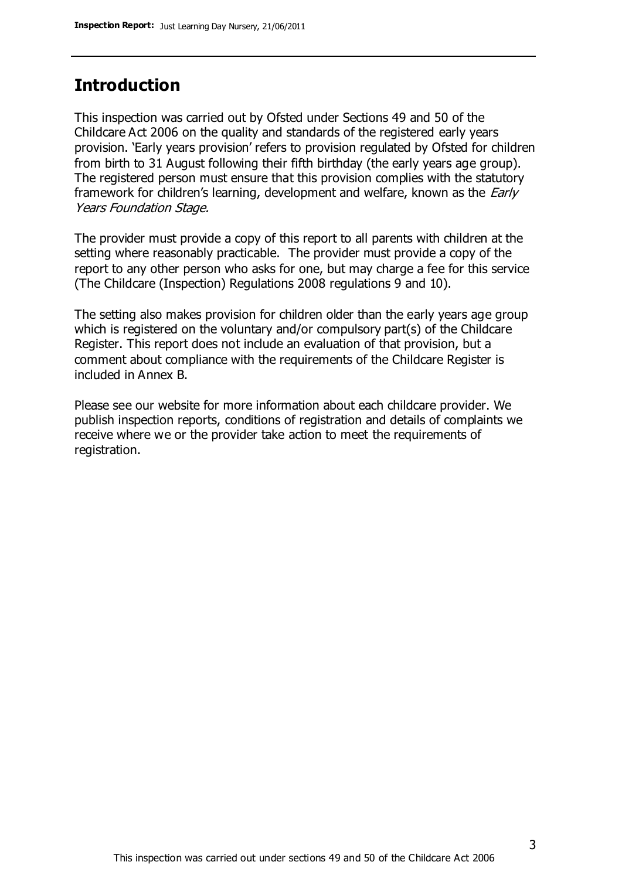## Introduction

This inspection was carried out by Ofsted under Sections 49 and 50 of the Childcare Act 2006 on the quality and standards of the registered early years provision. 'Early years provision' refers to provision regulated by Ofsted for children from birth to 31 August following their fifth birthday (the early years age group). The registered person must ensure that this provision complies with the statutory framework for children's learning, development and welfare, known as the *Early Years Foundation Stage.*

The provider must provide a copy of this report to all parents with children at the setting where reasonably practicable. The provider must provide a copy of the report to any other person who asks for one, but may charge a fee for this service (The Childcare (Inspection) Regulations 2008 regulations 9 and 10).

The setting also makes provision for children older than the early years age group which is registered on the voluntary and/or compulsory part(s) of the Childcare Register. This report does not include an evaluation of that provision, but a comment about compliance with the requirements of the Childcare Register is included in Annex B.

Please see our website for more information about each childcare provider. We publish inspection reports, conditions of registration and details of complaints we receive where we or the provider take action to meet the requirements of registration.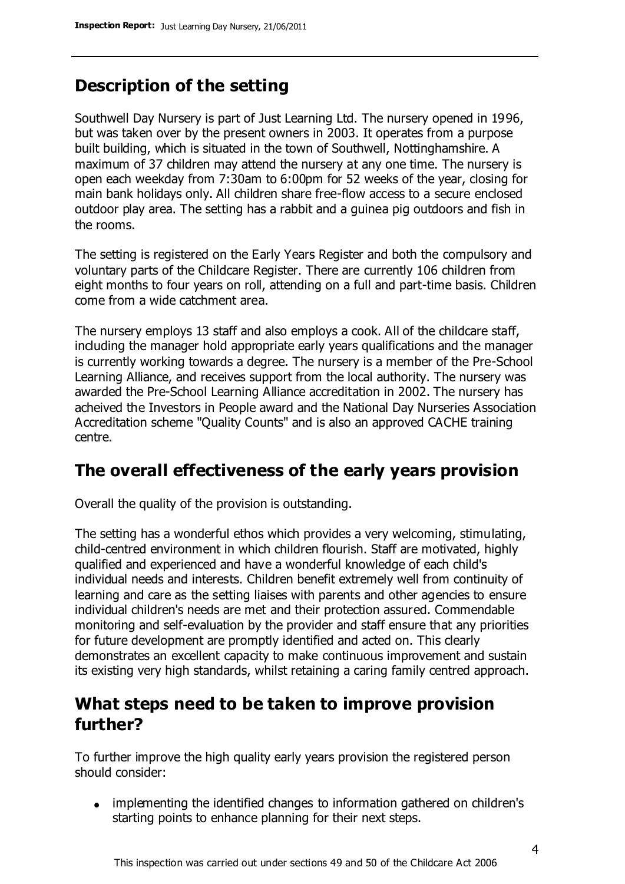## Description of the setting

Southwell Day Nursery is part of Just Learning Ltd. The nursery opened in 1996, but was taken over by the present owners in 2003. It operates from a purpose built building, which is situated in the town of Southwell, Nottinghamshire. A maximum of 37 children may attend the nursery at any one time. The nursery is open each weekday from 7:30am to 6:00pm for 52 weeks of the year, closing for main bank holidays only. All children share free-flow access to a secure enclosed outdoor play area. The setting has a rabbit and a guinea pig outdoors and fish in the rooms.

The setting is registered on the Early Years Register and both the compulsory and voluntary parts of the Childcare Register. There are currently 106 children from eight months to four years on roll, attending on a full and part-time basis. Children come from a wide catchment area.

The nursery employs 13 staff and also employs a cook. All of the childcare staff, including the manager hold appropriate early years qualifications and the manager is currently working towards a degree. The nursery is a member of the Pre-School Learning Alliance, and receives support from the local authority. The nursery was awarded the Pre-School Learning Alliance accreditation in 2002. The nursery has acheived the Investors in People award and the National Day Nurseries Association Accreditation scheme "Quality Counts" and is also an approved CACHE training centre.

## The overall effectiveness of the early years provision

Overall the quality of the provision is outstanding.

The setting has a wonderful ethos which provides a very welcoming, stimulating, child-centred environment in which children flourish. Staff are motivated, highly qualified and experienced and have a wonderful knowledge of each child's individual needs and interests. Children benefit extremely well from continuity of learning and care as the setting liaises with parents and other agencies to ensure individual children's needs are met and their protection assured. Commendable monitoring and self-evaluation by the provider and staff ensure that any priorities for future development are promptly identified and acted on. This clearly demonstrates an excellent capacity to make continuous improvement and sustain its existing very high standards, whilst retaining a caring family centred approach.

## What steps need to be taken to improve provision further?

To further improve the high quality early years provision the registered person should consider:

- implementing the identified changes to information gathered on children's starting points to enhance planning for their next steps.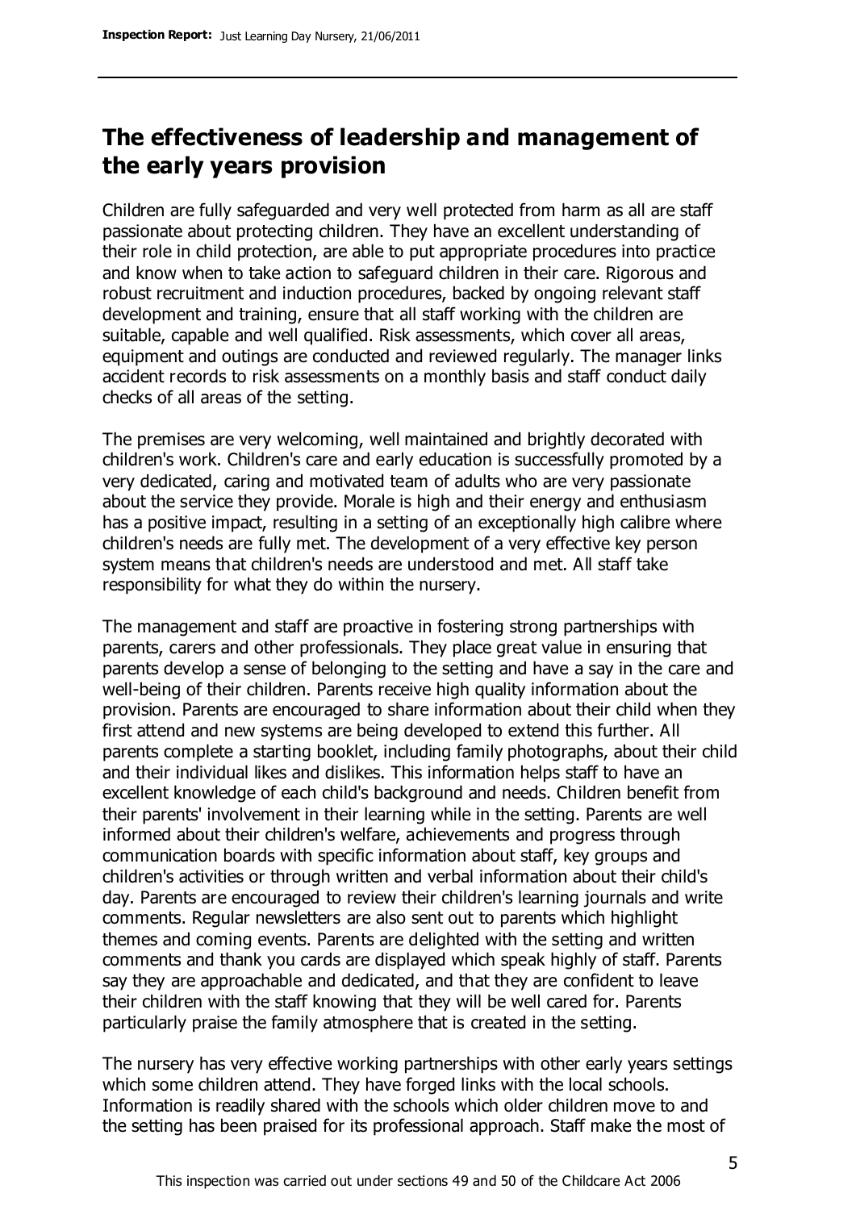## The effectiveness of leadership and management of the early years provision

Children are fully safeguarded and very well protected from harm as all are staff passionate about protecting children. They have an excellent understanding of their role in child protection, are able to put appropriate procedures into practice and know when to take action to safeguard children in their care. Rigorous and robust recruitment and induction procedures, backed by ongoing relevant staff development and training, ensure that all staff working with the children are suitable, capable and well qualified. Risk assessments, which cover all areas, equipment and outings are conducted and reviewed regularly. The manager links accident records to risk assessments on a monthly basis and staff conduct daily checks of all areas of the setting.

The premises are very welcoming, well maintained and brightly decorated with children's work. Children's care and early education is successfully promoted by a very dedicated, caring and motivated team of adults who are very passionate about the service they provide. Morale is high and their energy and enthusiasm has a positive impact, resulting in a setting of an exceptionally high calibre where children's needs are fully met. The development of a very effective key person system means that children's needs are understood and met. All staff take responsibility for what they do within the nursery.

The management and staff are proactive in fostering strong partnerships with parents, carers and other professionals. They place great value in ensuring that parents develop a sense of belonging to the setting and have a say in the care and well-being of their children. Parents receive high quality information about the provision. Parents are encouraged to share information about their child when they first attend and new systems are being developed to extend this further. All parents complete a starting booklet, including family photographs, about their child and their individual likes and dislikes. This information helps staff to have an excellent knowledge of each child's background and needs. Children benefit from their parents' involvement in their learning while in the setting. Parents are well informed about their children's welfare, achievements and progress through communication boards with specific information about staff, key groups and children's activities or through written and verbal information about their child's day. Parents are encouraged to review their children's learning journals and write comments. Regular newsletters are also sent out to parents which highlight themes and coming events. Parents are delighted with the setting and written comments and thank you cards are displayed which speak highly of staff. Parents say they are approachable and dedicated, and that they are confident to leave their children with the staff knowing that they will be well cared for. Parents particularly praise the family atmosphere that is created in the setting.

The nursery has very effective working partnerships with other early years settings which some children attend. They have forged links with the local schools. Information is readily shared with the schools which older children move to and the setting has been praised for its professional approach. Staff make the most of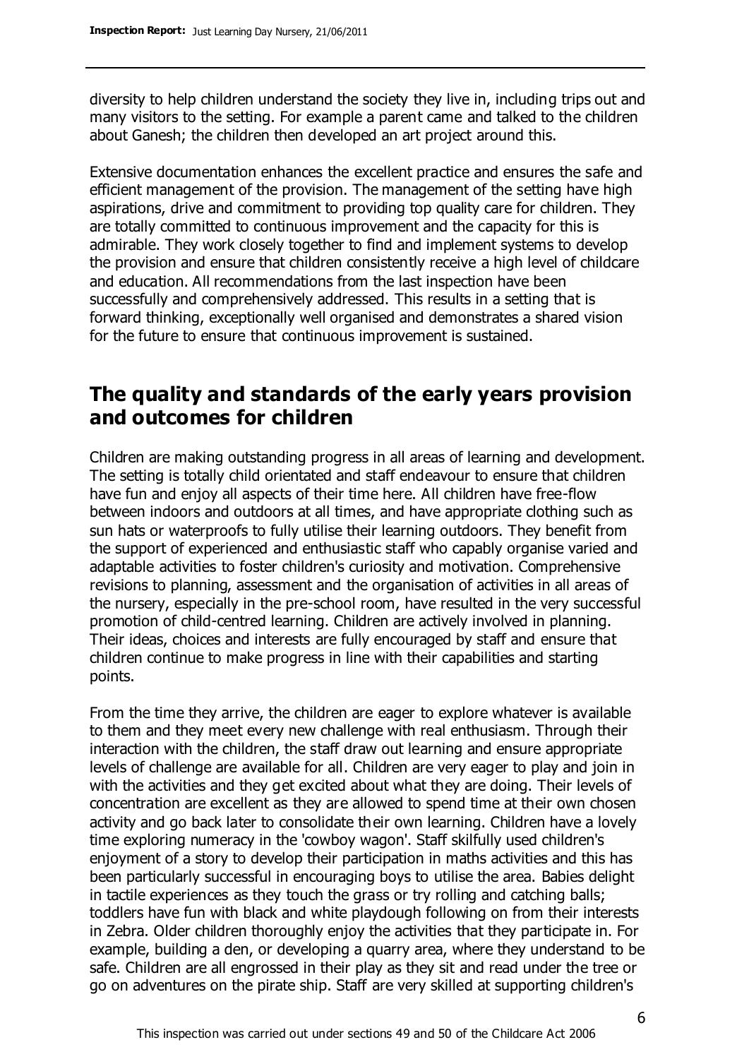diversity to help children understand the society they live in, including trips out and many visitors to the setting. For example a parent came and talked to the children about Ganesh; the children then developed an art project around this.

Extensive documentation enhances the excellent practice and ensures the safe and efficient management of the provision. The management of the setting have high aspirations, drive and commitment to providing top quality care for children. They are totally committed to continuous improvement and the capacity for this is admirable. They work closely together to find and implement systems to develop the provision and ensure that children consistently receive a high level of childcare and education. All recommendations from the last inspection have been successfully and comprehensively addressed. This results in a setting that is forward thinking, exceptionally well organised and demonstrates a shared vision for the future to ensure that continuous improvement is sustained.

## The quality and standards of the early years provision and outcomes for children

Children are making outstanding progress in all areas of learning and development. The setting is totally child orientated and staff endeavour to ensure that children have fun and enjoy all aspects of their time here. All children have free-flow between indoors and outdoors at all times, and have appropriate clothing such as sun hats or waterproofs to fully utilise their learning outdoors. They benefit from the support of experienced and enthusiastic staff who capably organise varied and adaptable activities to foster children's curiosity and motivation. Comprehensive revisions to planning, assessment and the organisation of activities in all areas of the nursery, especially in the pre-school room, have resulted in the very successful promotion of child-centred learning. Children are actively involved in planning. Their ideas, choices and interests are fully encouraged by staff and ensure that children continue to make progress in line with their capabilities and starting points.

From the time they arrive, the children are eager to explore whatever is available to them and they meet every new challenge with real enthusiasm. Through their interaction with the children, the staff draw out learning and ensure appropriate levels of challenge are available for all. Children are very eager to play and join in with the activities and they get excited about what they are doing. Their levels of concentration are excellent as they are allowed to spend time at their own chosen activity and go back later to consolidate their own learning. Children have a lovely time exploring numeracy in the 'cowboy wagon'. Staff skilfully used children's enjoyment of a story to develop their participation in maths activities and this has been particularly successful in encouraging boys to utilise the area. Babies delight in tactile experiences as they touch the grass or try rolling and catching balls; toddlers have fun with black and white playdough following on from their interests in Zebra. Older children thoroughly enjoy the activities that they participate in. For example, building a den, or developing a quarry area, where they understand to be safe. Children are all engrossed in their play as they sit and read under the tree or go on adventures on the pirate ship. Staff are very skilled at supporting children's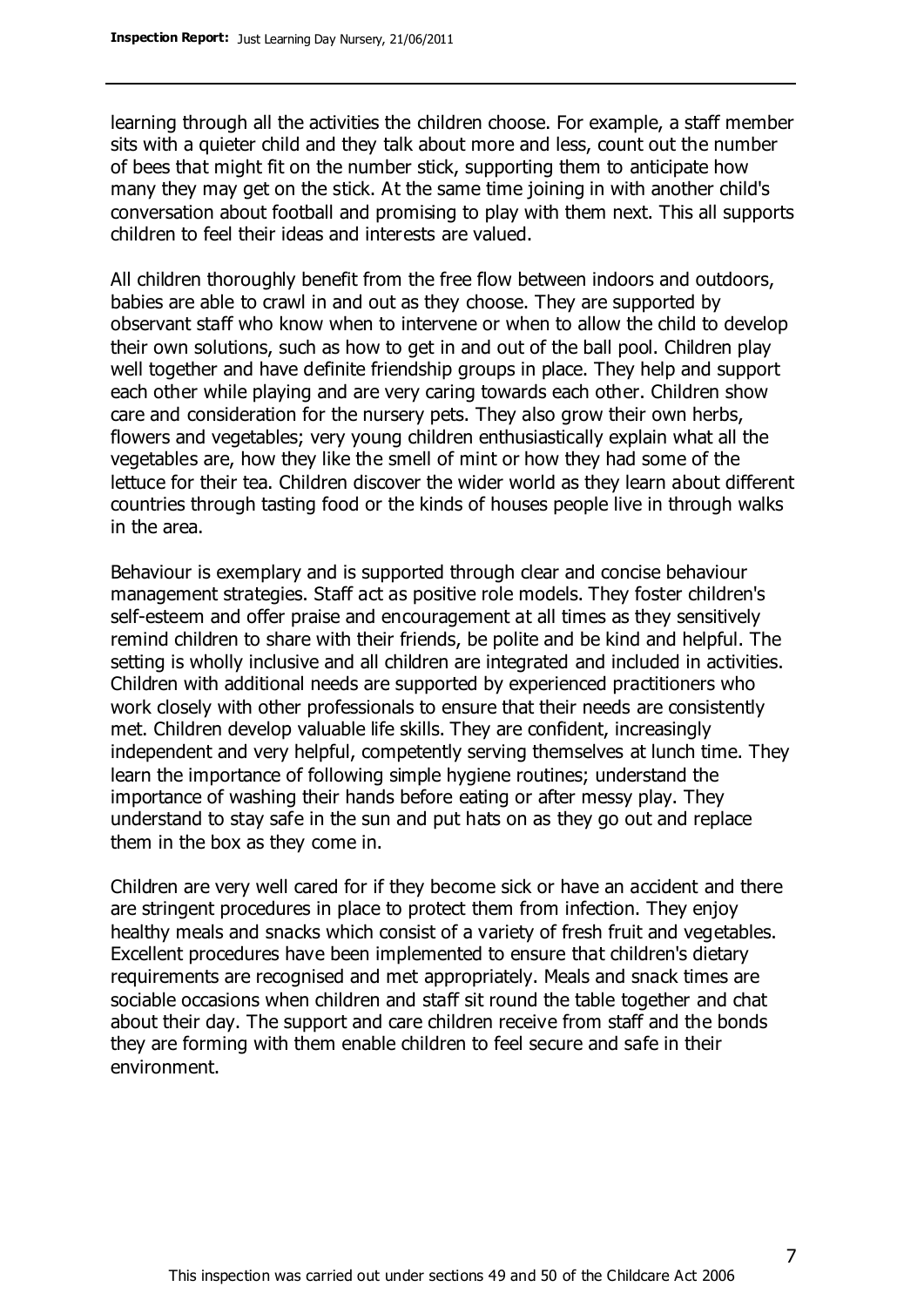learning through all the activities the children choose. For example, a staff member sits with a quieter child and they talk about more and less, count out the number of bees that might fit on the number stick, supporting them to anticipate how many they may get on the stick. At the same time joining in with another child's conversation about football and promising to play with them next. This all supports children to feel their ideas and interests are valued.

All children thoroughly benefit from the free flow between indoors and outdoors, babies are able to crawl in and out as they choose. They are supported by observant staff who know when to intervene or when to allow the child to develop their own solutions, such as how to get in and out of the ball pool. Children play well together and have definite friendship groups in place. They help and support each other while playing and are very caring towards each other. Children show care and consideration for the nursery pets. They also grow their own herbs, flowers and vegetables; very young children enthusiastically explain what all the vegetables are, how they like the smell of mint or how they had some of the lettuce for their tea. Children discover the wider world as they learn about different countries through tasting food or the kinds of houses people live in through walks in the area.

Behaviour is exemplary and is supported through clear and concise behaviour management strategies. Staff act as positive role models. They foster children's self-esteem and offer praise and encouragement at all times as they sensitively remind children to share with their friends, be polite and be kind and helpful. The setting is wholly inclusive and all children are integrated and included in activities. Children with additional needs are supported by experienced practitioners who work closely with other professionals to ensure that their needs are consistently met. Children develop valuable life skills. They are confident, increasingly independent and very helpful, competently serving themselves at lunch time. They learn the importance of following simple hygiene routines; understand the importance of washing their hands before eating or after messy play. They understand to stay safe in the sun and put hats on as they go out and replace them in the box as they come in.

Children are very well cared for if they become sick or have an accident and there are stringent procedures in place to protect them from infection. They enjoy healthy meals and snacks which consist of a variety of fresh fruit and vegetables. Excellent procedures have been implemented to ensure that children's dietary requirements are recognised and met appropriately. Meals and snack times are sociable occasions when children and staff sit round the table together and chat about their day. The support and care children receive from staff and the bonds they are forming with them enable children to feel secure and safe in their environment.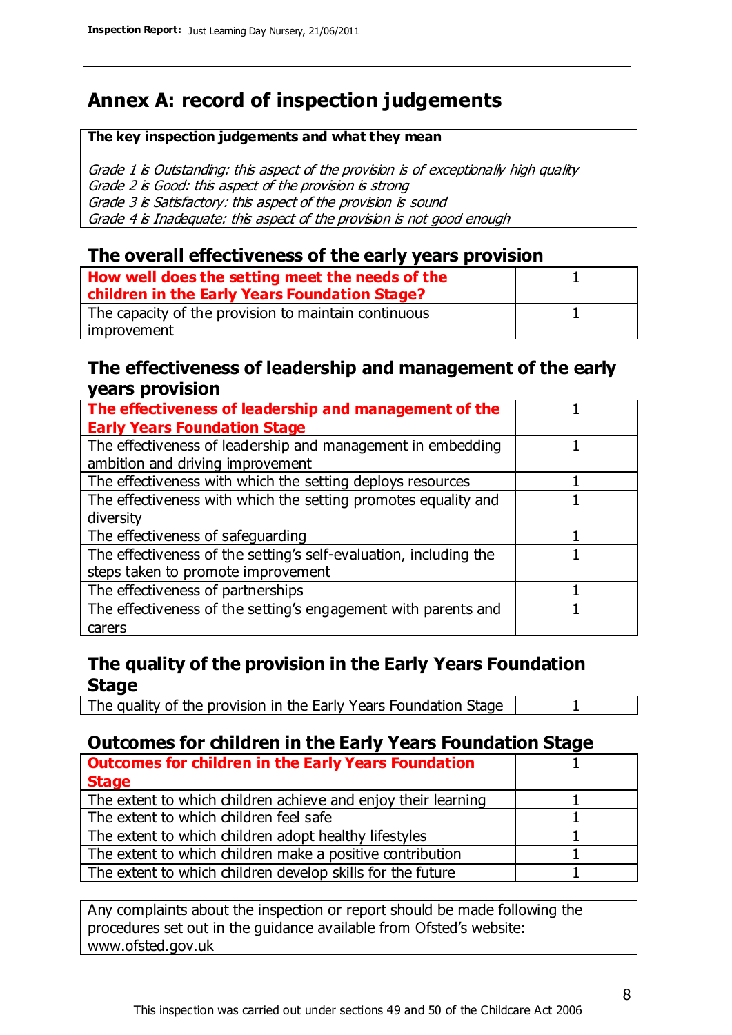# Annex A: record of inspection judgements

**The key inspection judgements and what they mean**

*Grade 1 is Outstanding: this aspect of the provision is of exceptionally high quality*
*Grade 2 is Good: this aspect of the provision is strong*
*Grade 3 is Satisfactory: this aspect of the provision is sound*
*Grade 4 is Inadequate: this aspect of the provision is not good enough*

## The overall effectiveness of the early years provision

| | |
|---|---|
| **How well does the setting meet the needs of the children in the Early Years Foundation Stage?** | 1 |
| The capacity of the provision to maintain continuous improvement | 1 |

## The effectiveness of leadership and management of the early years provision

| | |
|---|---|
| **The effectiveness of leadership and management of the Early Years Foundation Stage** | 1 |
| The effectiveness of leadership and management in embedding ambition and driving improvement | 1 |
| The effectiveness with which the setting deploys resources | 1 |
| The effectiveness with which the setting promotes equality and diversity | 1 |
| The effectiveness of safeguarding | 1 |
| The effectiveness of the setting's self-evaluation, including the steps taken to promote improvement | 1 |
| The effectiveness of partnerships | 1 |
| The effectiveness of the setting's engagement with parents and carers | 1 |

## The quality of the provision in the Early Years Foundation Stage

| | |
|---|---|
| The quality of the provision in the Early Years Foundation Stage | 1 |

## Outcomes for children in the Early Years Foundation Stage

| | |
|---|---|
| **Outcomes for children in the Early Years Foundation Stage** | 1 |
| The extent to which children achieve and enjoy their learning | 1 |
| The extent to which children feel safe | 1 |
| The extent to which children adopt healthy lifestyles | 1 |
| The extent to which children make a positive contribution | 1 |
| The extent to which children develop skills for the future | 1 |

Any complaints about the inspection or report should be made following the procedures set out in the guidance available from Ofsted's website: www.ofsted.gov.uk

This inspection was carried out under sections 49 and 50 of the Childcare Act 2006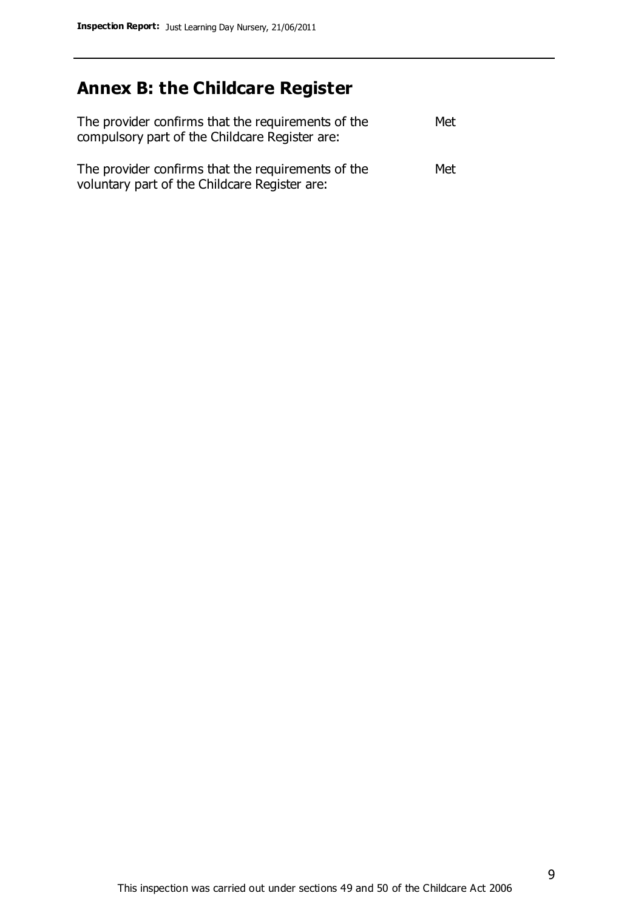## Annex B: the Childcare Register

| | |
|---|---|
| The provider confirms that the requirements of the compulsory part of the Childcare Register are: | Met |
| The provider confirms that the requirements of the voluntary part of the Childcare Register are: | Met |

This inspection was carried out under sections 49 and 50 of the Childcare Act 2006